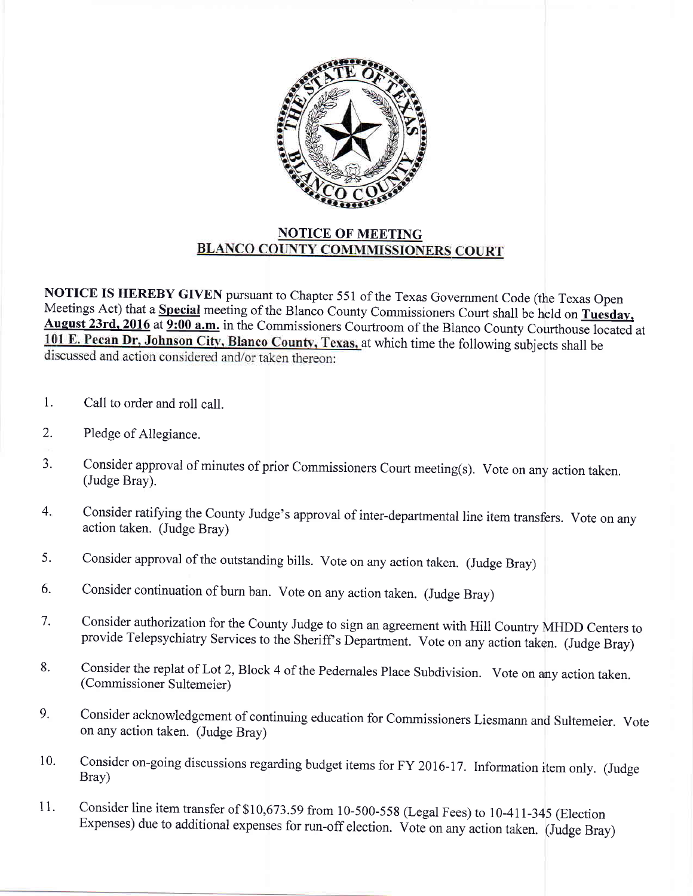## NOTICE OF MEETING
## BLANCO COUNTY COMMMISSIONERS COURT

**NOTICE IS HEREBY GIVEN** pursuant to Chapter 551 of the Texas Government Code (the Texas Open Meetings Act) that a **Special** meeting of the Blanco County Commissioners Court shall be held on **Tuesday, August 23rd, 2016** at **9:00 a.m.** in the Commissioners Courtroom of the Blanco County Courthouse located at **101 E. Pecan Dr, Johnson City, Blanco County, Texas,** at which time the following subjects shall be discussed and action considered and/or taken thereon:

1. Call to order and roll call.
2. Pledge of Allegiance.
3. Consider approval of minutes of prior Commissioners Court meeting(s). Vote on any action taken. (Judge Bray).
4. Consider ratifying the County Judge's approval of inter-departmental line item transfers. Vote on any action taken. (Judge Bray)
5. Consider approval of the outstanding bills. Vote on any action taken. (Judge Bray)
6. Consider continuation of burn ban. Vote on any action taken. (Judge Bray)
7. Consider authorization for the County Judge to sign an agreement with Hill Country MHDD Centers to provide Telepsychiatry Services to the Sheriff's Department. Vote on any action taken. (Judge Bray)
8. Consider the replat of Lot 2, Block 4 of the Pedernales Place Subdivision. Vote on any action taken. (Commissioner Sultemeier)
9. Consider acknowledgement of continuing education for Commissioners Liesmann and Sultemeier. Vote on any action taken. (Judge Bray)
10. Consider on-going discussions regarding budget items for FY 2016-17. Information item only. (Judge Bray)
11. Consider line item transfer of $10,673.59 from 10-500-558 (Legal Fees) to 10-411-345 (Election Expenses) due to additional expenses for run-off election. Vote on any action taken. (Judge Bray)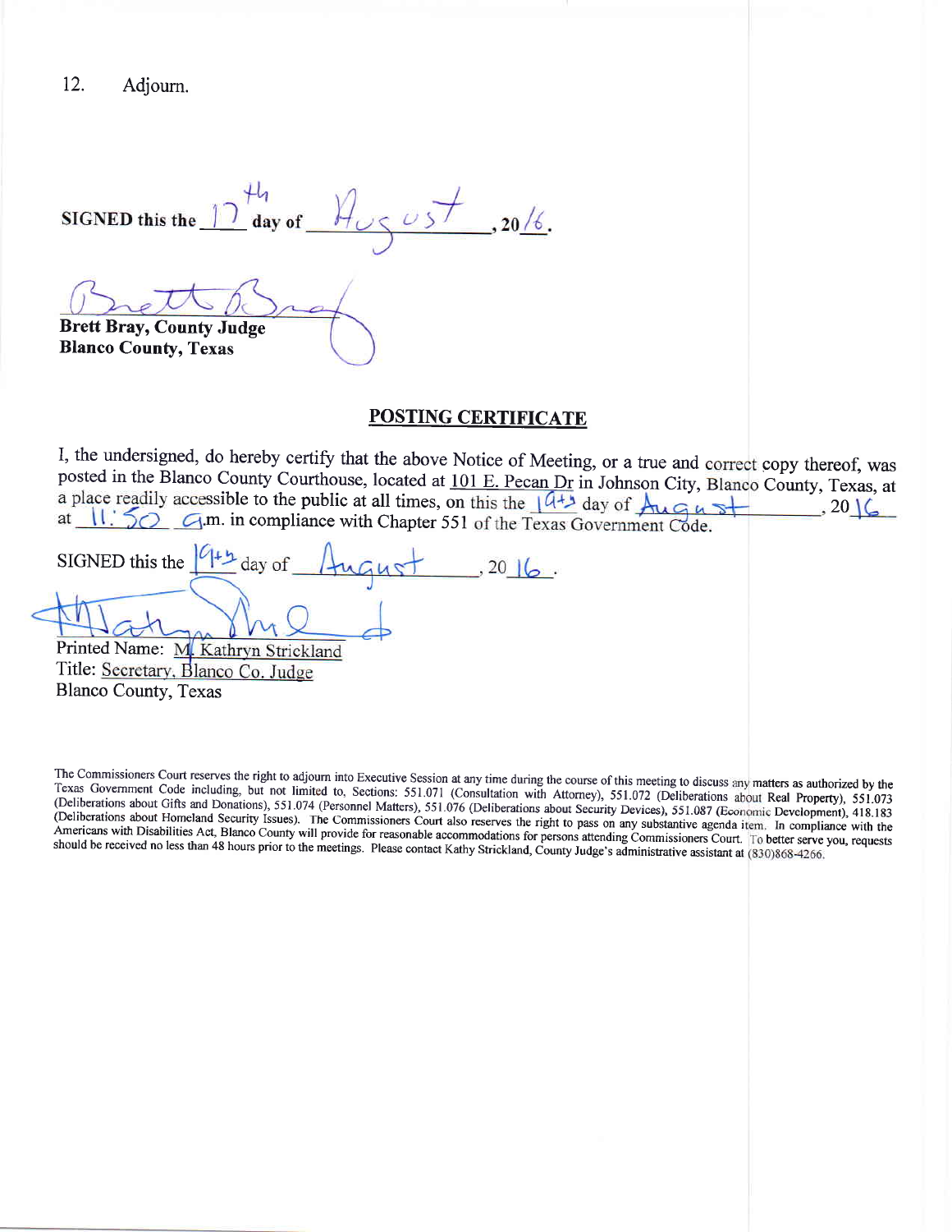12. Adjourn.

SIGNED this the 17th day of August, 2016.

Brett Bray, County Judge
Blanco County, Texas

## POSTING CERTIFICATE

I, the undersigned, do hereby certify that the above Notice of Meeting, or a true and correct copy thereof, was posted in the Blanco County Courthouse, located at 101 E. Pecan Dr in Johnson City, Blanco County, Texas, at a place readily accessible to the public at all times, on this the 19th day of August, 2016 at 11:50 a.m. in compliance with Chapter 551 of the Texas Government Code.

SIGNED this the 19th day of August, 2016.

Printed Name: M. Kathryn Strickland
Title: Secretary, Blanco Co. Judge
Blanco County, Texas

The Commissioners Court reserves the right to adjourn into Executive Session at any time during the course of this meeting to discuss any matters as authorized by the Texas Government Code including, but not limited to, Sections: 551.071 (Consultation with Attorney), 551.072 (Deliberations about Real Property), 551.073 (Deliberations about Gifts and Donations), 551.074 (Personnel Matters), 551.076 (Deliberations about Security Devices), 551.087 (Economic Development), 418.183 (Deliberations about Homeland Security Issues). The Commissioners Court also reserves the right to pass on any substantive agenda item. In compliance with the Americans with Disabilities Act, Blanco County will provide for reasonable accommodations for persons attending Commissioners Court. To better serve you, requests should be received no less than 48 hours prior to the meetings. Please contact Kathy Strickland, County Judge's administrative assistant at (830)868-4266.